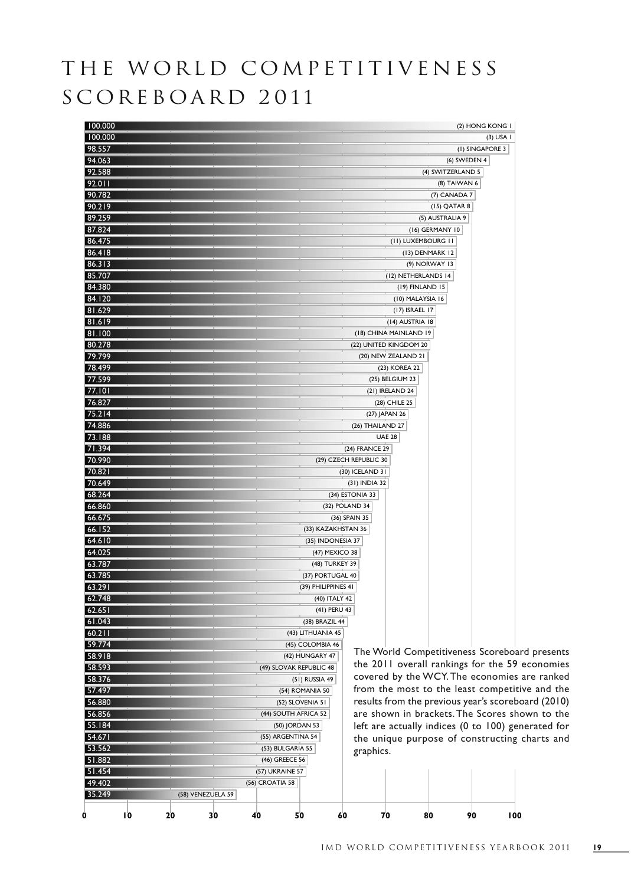# THE WORLD COMPETITIVENESS SCOREBOARD 2011

| Score | Economy (2010 rank) 2011 rank |
|---|---|
| 100.000 | (2) HONG KONG 1 |
| 100.000 | (3) USA 1 |
| 98.557 | (1) SINGAPORE 3 |
| 94.063 | (6) SWEDEN 4 |
| 92.588 | (4) SWITZERLAND 5 |
| 92.011 | (8) TAIWAN 6 |
| 90.782 | (7) CANADA 7 |
| 90.219 | (15) QATAR 8 |
| 89.259 | (5) AUSTRALIA 9 |
| 87.824 | (16) GERMANY 10 |
| 86.475 | (11) LUXEMBOURG 11 |
| 86.418 | (13) DENMARK 12 |
| 86.313 | (9) NORWAY 13 |
| 85.707 | (12) NETHERLANDS 14 |
| 84.380 | (19) FINLAND 15 |
| 84.120 | (10) MALAYSIA 16 |
| 81.629 | (17) ISRAEL 17 |
| 81.619 | (14) AUSTRIA 18 |
| 81.100 | (18) CHINA MAINLAND 19 |
| 80.278 | (22) UNITED KINGDOM 20 |
| 79.799 | (20) NEW ZEALAND 21 |
| 78.499 | (23) KOREA 22 |
| 77.599 | (25) BELGIUM 23 |
| 77.101 | (21) IRELAND 24 |
| 76.827 | (28) CHILE 25 |
| 75.214 | (27) JAPAN 26 |
| 74.886 | (26) THAILAND 27 |
| 73.188 | UAE 28 |
| 71.394 | (24) FRANCE 29 |
| 70.990 | (29) CZECH REPUBLIC 30 |
| 70.821 | (30) ICELAND 31 |
| 70.649 | (31) INDIA 32 |
| 68.264 | (34) ESTONIA 33 |
| 66.860 | (32) POLAND 34 |
| 66.675 | (36) SPAIN 35 |
| 66.152 | (33) KAZAKHSTAN 36 |
| 64.610 | (35) INDONESIA 37 |
| 64.025 | (47) MEXICO 38 |
| 63.787 | (48) TURKEY 39 |
| 63.785 | (37) PORTUGAL 40 |
| 63.291 | (39) PHILIPPINES 41 |
| 62.748 | (40) ITALY 42 |
| 62.651 | (41) PERU 43 |
| 61.043 | (38) BRAZIL 44 |
| 60.211 | (43) LITHUANIA 45 |
| 59.774 | (45) COLOMBIA 46 |
| 58.918 | (42) HUNGARY 47 |
| 58.593 | (49) SLOVAK REPUBLIC 48 |
| 58.376 | (51) RUSSIA 49 |
| 57.497 | (54) ROMANIA 50 |
| 56.880 | (52) SLOVENIA 51 |
| 56.856 | (44) SOUTH AFRICA 52 |
| 55.184 | (50) JORDAN 53 |
| 54.671 | (55) ARGENTINA 54 |
| 53.562 | (53) BULGARIA 55 |
| 51.882 | (46) GREECE 56 |
| 51.454 | (57) UKRAINE 57 |
| 49.402 | (56) CROATIA 58 |
| 35.249 | (58) VENEZUELA 59 |

The World Competitiveness Scoreboard presents the 2011 overall rankings for the 59 economies covered by the WCY. The economies are ranked from the most to the least competitive and the results from the previous year's scoreboard (2010) are shown in brackets. The Scores shown to the left are actually indices (0 to 100) generated for the unique purpose of constructing charts and graphics.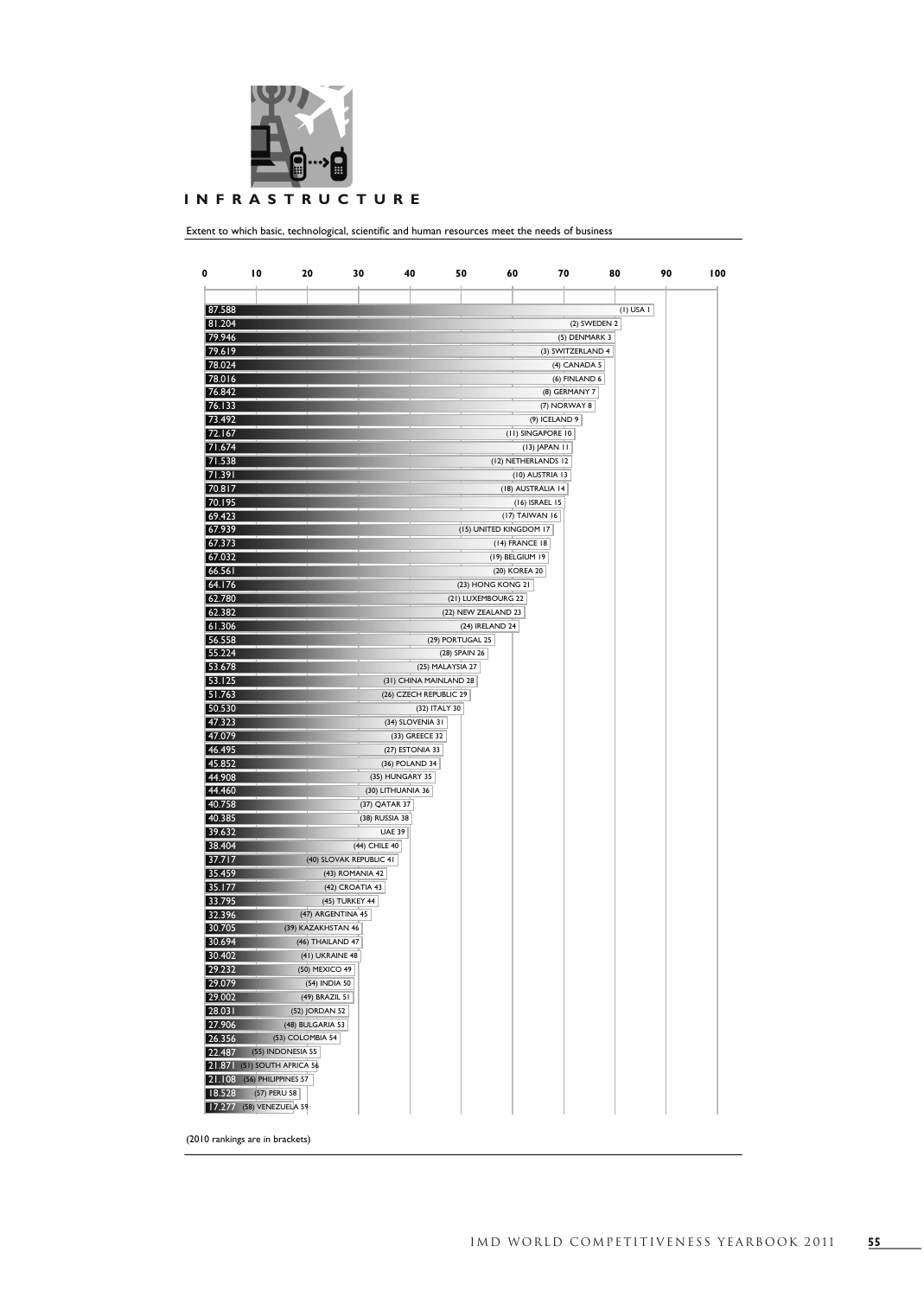# INFRASTRUCTURE

Extent to which basic, technological, scientific and human resources meet the needs of business

| Score | Country (2010 rank) 2011 rank |
|---|---|
| 87.588 | (1) USA 1 |
| 81.204 | (2) SWEDEN 2 |
| 79.946 | (5) DENMARK 3 |
| 79.619 | (3) SWITZERLAND 4 |
| 78.024 | (4) CANADA 5 |
| 78.016 | (6) FINLAND 6 |
| 76.842 | (8) GERMANY 7 |
| 76.133 | (7) NORWAY 8 |
| 73.492 | (9) ICELAND 9 |
| 72.167 | (11) SINGAPORE 10 |
| 71.674 | (13) JAPAN 11 |
| 71.538 | (12) NETHERLANDS 12 |
| 71.391 | (10) AUSTRIA 13 |
| 70.817 | (18) AUSTRALIA 14 |
| 70.195 | (16) ISRAEL 15 |
| 69.423 | (17) TAIWAN 16 |
| 67.939 | (15) UNITED KINGDOM 17 |
| 67.373 | (14) FRANCE 18 |
| 67.032 | (19) BELGIUM 19 |
| 66.561 | (20) KOREA 20 |
| 64.176 | (23) HONG KONG 21 |
| 62.780 | (21) LUXEMBOURG 22 |
| 62.382 | (22) NEW ZEALAND 23 |
| 61.306 | (24) IRELAND 24 |
| 56.558 | (29) PORTUGAL 25 |
| 55.224 | (28) SPAIN 26 |
| 53.678 | (25) MALAYSIA 27 |
| 53.125 | (31) CHINA MAINLAND 28 |
| 51.763 | (26) CZECH REPUBLIC 29 |
| 50.530 | (32) ITALY 30 |
| 47.323 | (34) SLOVENIA 31 |
| 47.079 | (33) GREECE 32 |
| 46.495 | (27) ESTONIA 33 |
| 45.852 | (36) POLAND 34 |
| 44.908 | (35) HUNGARY 35 |
| 44.460 | (30) LITHUANIA 36 |
| 40.758 | (37) QATAR 37 |
| 40.385 | (38) RUSSIA 38 |
| 39.632 | UAE 39 |
| 38.404 | (44) CHILE 40 |
| 37.717 | (40) SLOVAK REPUBLIC 41 |
| 35.459 | (43) ROMANIA 42 |
| 35.177 | (42) CROATIA 43 |
| 33.795 | (45) TURKEY 44 |
| 32.396 | (47) ARGENTINA 45 |
| 30.705 | (39) KAZAKHSTAN 46 |
| 30.694 | (46) THAILAND 47 |
| 30.402 | (41) UKRAINE 48 |
| 29.232 | (50) MEXICO 49 |
| 29.079 | (54) INDIA 50 |
| 29.002 | (49) BRAZIL 51 |
| 28.031 | (52) JORDAN 52 |
| 27.906 | (48) BULGARIA 53 |
| 26.356 | (53) COLOMBIA 54 |
| 22.487 | (55) INDONESIA 55 |
| 21.871 | (51) SOUTH AFRICA 56 |
| 21.108 | (56) PHILIPPINES 57 |
| 18.528 | (57) PERU 58 |
| 17.277 | (58) VENEZUELA 59 |

(2010 rankings are in brackets)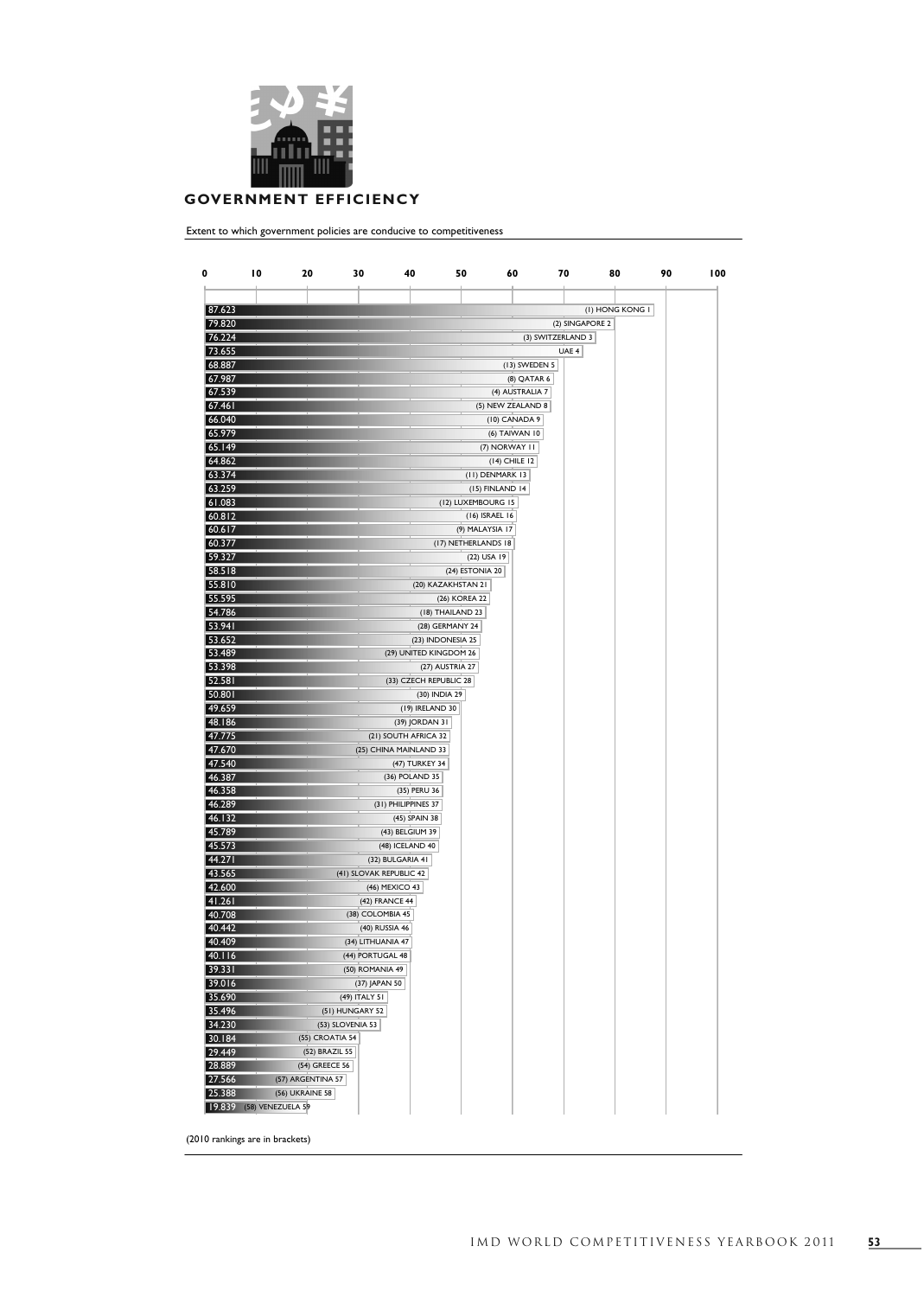## GOVERNMENT EFFICIENCY

Extent to which government policies are conducive to competitiveness

| Score | Country (2010 rank) 2011 rank |
| --- | --- |
| 87.623 | (1) HONG KONG 1 |
| 79.820 | (2) SINGAPORE 2 |
| 76.224 | (3) SWITZERLAND 3 |
| 73.655 | UAE 4 |
| 68.887 | (13) SWEDEN 5 |
| 67.987 | (8) QATAR 6 |
| 67.539 | (4) AUSTRALIA 7 |
| 67.461 | (5) NEW ZEALAND 8 |
| 66.040 | (10) CANADA 9 |
| 65.979 | (6) TAIWAN 10 |
| 65.149 | (7) NORWAY 11 |
| 64.862 | (14) CHILE 12 |
| 63.374 | (11) DENMARK 13 |
| 63.259 | (15) FINLAND 14 |
| 61.083 | (12) LUXEMBOURG 15 |
| 60.812 | (16) ISRAEL 16 |
| 60.617 | (9) MALAYSIA 17 |
| 60.377 | (17) NETHERLANDS 18 |
| 59.327 | (22) USA 19 |
| 58.518 | (24) ESTONIA 20 |
| 55.810 | (20) KAZAKHSTAN 21 |
| 55.595 | (26) KOREA 22 |
| 54.786 | (18) THAILAND 23 |
| 53.941 | (28) GERMANY 24 |
| 53.652 | (23) INDONESIA 25 |
| 53.489 | (29) UNITED KINGDOM 26 |
| 53.398 | (27) AUSTRIA 27 |
| 52.581 | (33) CZECH REPUBLIC 28 |
| 50.801 | (30) INDIA 29 |
| 49.659 | (19) IRELAND 30 |
| 48.186 | (39) JORDAN 31 |
| 47.775 | (21) SOUTH AFRICA 32 |
| 47.670 | (25) CHINA MAINLAND 33 |
| 47.540 | (47) TURKEY 34 |
| 46.387 | (36) POLAND 35 |
| 46.358 | (35) PERU 36 |
| 46.289 | (31) PHILIPPINES 37 |
| 46.132 | (45) SPAIN 38 |
| 45.789 | (43) BELGIUM 39 |
| 45.573 | (48) ICELAND 40 |
| 44.271 | (32) BULGARIA 41 |
| 43.565 | (41) SLOVAK REPUBLIC 42 |
| 42.600 | (46) MEXICO 43 |
| 41.261 | (42) FRANCE 44 |
| 40.708 | (38) COLOMBIA 45 |
| 40.442 | (40) RUSSIA 46 |
| 40.409 | (34) LITHUANIA 47 |
| 40.116 | (44) PORTUGAL 48 |
| 39.331 | (50) ROMANIA 49 |
| 39.016 | (37) JAPAN 50 |
| 35.690 | (49) ITALY 51 |
| 35.496 | (51) HUNGARY 52 |
| 34.230 | (53) SLOVENIA 53 |
| 30.184 | (55) CROATIA 54 |
| 29.449 | (52) BRAZIL 55 |
| 28.889 | (54) GREECE 56 |
| 27.566 | (57) ARGENTINA 57 |
| 25.388 | (56) UKRAINE 58 |
| 19.839 | (58) VENEZUELA 59 |

(2010 rankings are in brackets)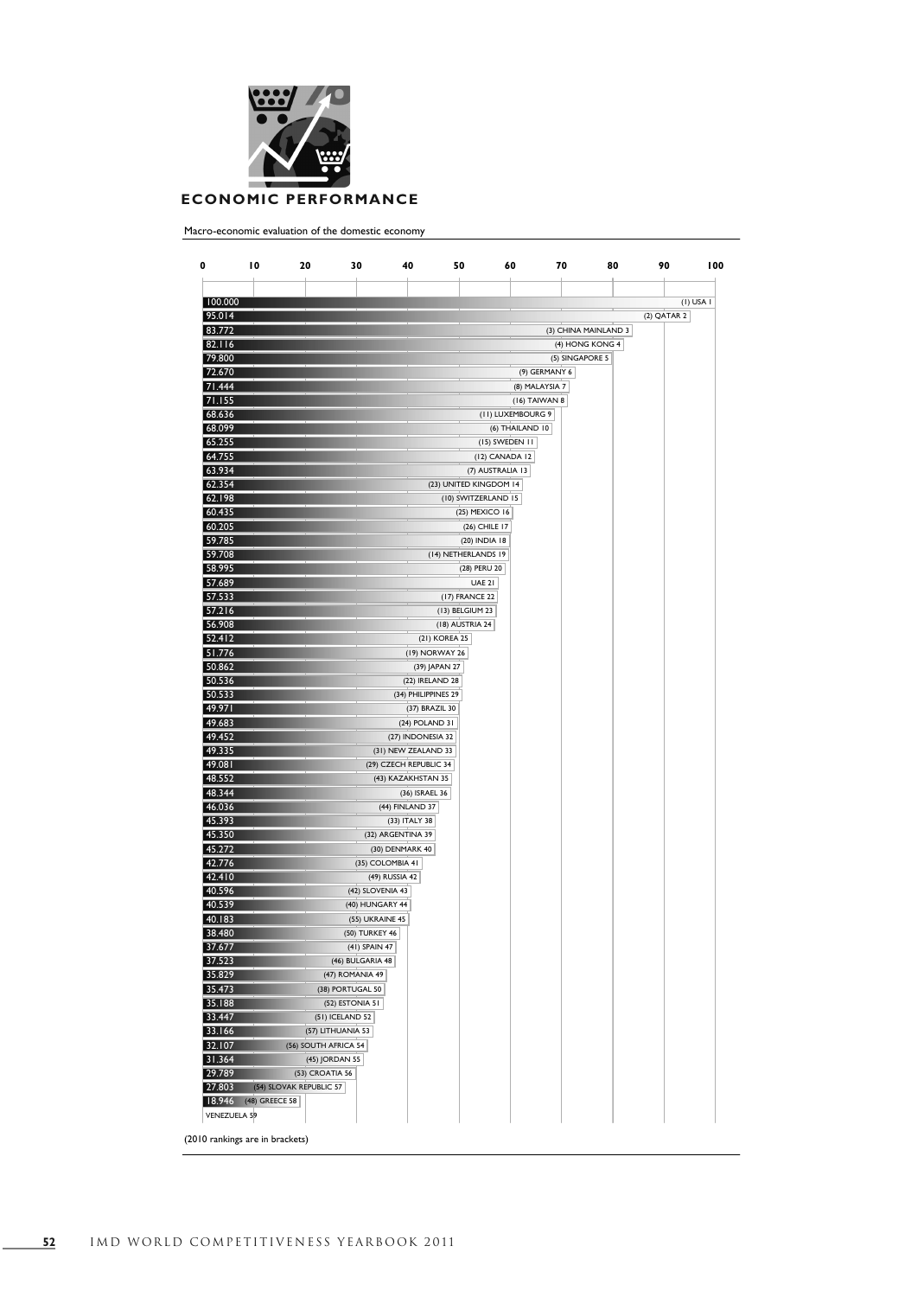## ECONOMIC PERFORMANCE

Macro-economic evaluation of the domestic economy

| Rank | Country | 2010 rank | Score |
|---|---|---|---|
| 1 | USA | (1) | 100.000 |
| 2 | QATAR | (2) | 95.014 |
| 3 | CHINA MAINLAND | (3) | 83.772 |
| 4 | HONG KONG | (4) | 82.116 |
| 5 | SINGAPORE | (5) | 79.800 |
| 6 | GERMANY | (9) | 72.670 |
| 7 | MALAYSIA | (8) | 71.444 |
| 8 | TAIWAN | (16) | 71.155 |
| 9 | LUXEMBOURG | (11) | 68.636 |
| 10 | THAILAND | (6) | 68.099 |
| 11 | SWEDEN | (15) | 65.255 |
| 12 | CANADA | (12) | 64.755 |
| 13 | AUSTRALIA | (7) | 63.934 |
| 14 | UNITED KINGDOM | (23) | 62.354 |
| 15 | SWITZERLAND | (10) | 62.198 |
| 16 | MEXICO | (25) | 60.435 |
| 17 | CHILE | (26) | 60.205 |
| 18 | INDIA | (20) | 59.785 |
| 19 | NETHERLANDS | (14) | 59.708 |
| 20 | PERU | (28) | 58.995 |
| 21 | UAE | | 57.689 |
| 22 | FRANCE | (17) | 57.533 |
| 23 | BELGIUM | (13) | 57.216 |
| 24 | AUSTRIA | (18) | 56.908 |
| 25 | KOREA | (21) | 52.412 |
| 26 | NORWAY | (19) | 51.776 |
| 27 | JAPAN | (39) | 50.862 |
| 28 | IRELAND | (22) | 50.536 |
| 29 | PHILIPPINES | (34) | 50.533 |
| 30 | BRAZIL | (37) | 49.971 |
| 31 | POLAND | (24) | 49.683 |
| 32 | INDONESIA | (27) | 49.452 |
| 33 | NEW ZEALAND | (31) | 49.335 |
| 34 | CZECH REPUBLIC | (29) | 49.081 |
| 35 | KAZAKHSTAN | (43) | 48.552 |
| 36 | ISRAEL | (36) | 48.344 |
| 37 | FINLAND | (44) | 46.036 |
| 38 | ITALY | (33) | 45.393 |
| 39 | ARGENTINA | (32) | 45.350 |
| 40 | DENMARK | (30) | 45.272 |
| 41 | COLOMBIA | (35) | 42.776 |
| 42 | RUSSIA | (49) | 42.410 |
| 43 | SLOVENIA | (42) | 40.596 |
| 44 | HUNGARY | (40) | 40.539 |
| 45 | UKRAINE | (55) | 40.183 |
| 46 | TURKEY | (50) | 38.480 |
| 47 | SPAIN | (41) | 37.677 |
| 48 | BULGARIA | (46) | 37.523 |
| 49 | ROMANIA | (47) | 35.829 |
| 50 | PORTUGAL | (38) | 35.473 |
| 51 | ESTONIA | (52) | 35.188 |
| 52 | ICELAND | (51) | 33.447 |
| 53 | LITHUANIA | (57) | 33.166 |
| 54 | SOUTH AFRICA | (56) | 32.107 |
| 55 | JORDAN | (45) | 31.364 |
| 56 | CROATIA | (53) | 29.789 |
| 57 | SLOVAK REPUBLIC | (54) | 27.803 |
| 58 | GREECE | (48) | 18.946 |
| 59 | VENEZUELA | | |

(2010 rankings are in brackets)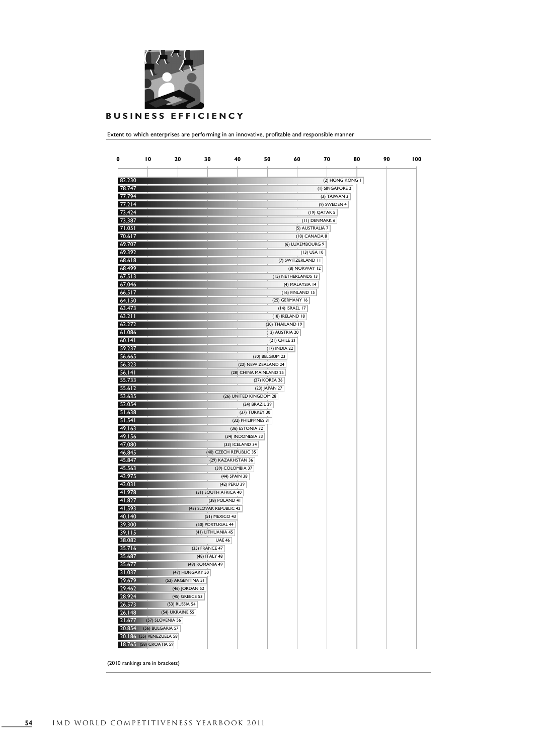# BUSINESS EFFICIENCY

Extent to which enterprises are performing in an innovative, profitable and responsible manner

0 10 20 30 40 50 60 70 80 90 100

82.230 (2) HONG KONG 1
78.747 (1) SINGAPORE 2
77.794 (3) TAIWAN 3
77.214 (9) SWEDEN 4
73.424 (19) QATAR 5
73.387 (11) DENMARK 6
71.051 (5) AUSTRALIA 7
70.617 (10) CANADA 8
69.707 (6) LUXEMBOURG 9
69.392 (13) USA 10
68.618 (7) SWITZERLAND 11
68.499 (8) NORWAY 12
67.513 (15) NETHERLANDS 13
67.046 (4) MALAYSIA 14
66.517 (16) FINLAND 15
64.150 (25) GERMANY 16
63.473 (14) ISRAEL 17
63.211 (18) IRELAND 18
62.272 (20) THAILAND 19
61.086 (12) AUSTRIA 20
60.141 (21) CHILE 21
59.237 (17) INDIA 22
56.665 (30) BELGIUM 23
56.323 (22) NEW ZEALAND 24
56.141 (28) CHINA MAINLAND 25
55.733 (27) KOREA 26
55.612 (23) JAPAN 27
53.635 (26) UNITED KINGDOM 28
52.054 (24) BRAZIL 29
51.638 (37) TURKEY 30
51.541 (32) PHILIPPINES 31
49.163 (36) ESTONIA 32
49.156 (34) INDONESIA 33
47.080 (33) ICELAND 34
46.845 (40) CZECH REPUBLIC 35
45.847 (29) KAZAKHSTAN 36
45.563 (39) COLOMBIA 37
43.975 (44) SPAIN 38
43.031 (42) PERU 39
41.978 (31) SOUTH AFRICA 40
41.827 (38) POLAND 41
41.593 (43) SLOVAK REPUBLIC 42
40.140 (51) MEXICO 43
39.300 (50) PORTUGAL 44
39.115 (41) LITHUANIA 45
38.082 UAE 46
35.716 (35) FRANCE 47
35.687 (48) ITALY 48
35.677 (49) ROMANIA 49
31.037 (47) HUNGARY 50
29.679 (52) ARGENTINA 51
29.462 (46) JORDAN 52
28.924 (45) GREECE 53
26.573 (53) RUSSIA 54
26.148 (54) UKRAINE 55
21.677 (57) SLOVENIA 56
20.854 (56) BULGARIA 57
20.186 (55) VENEZUELA 58
18.765 (58) CROATIA 59

(2010 rankings are in brackets)